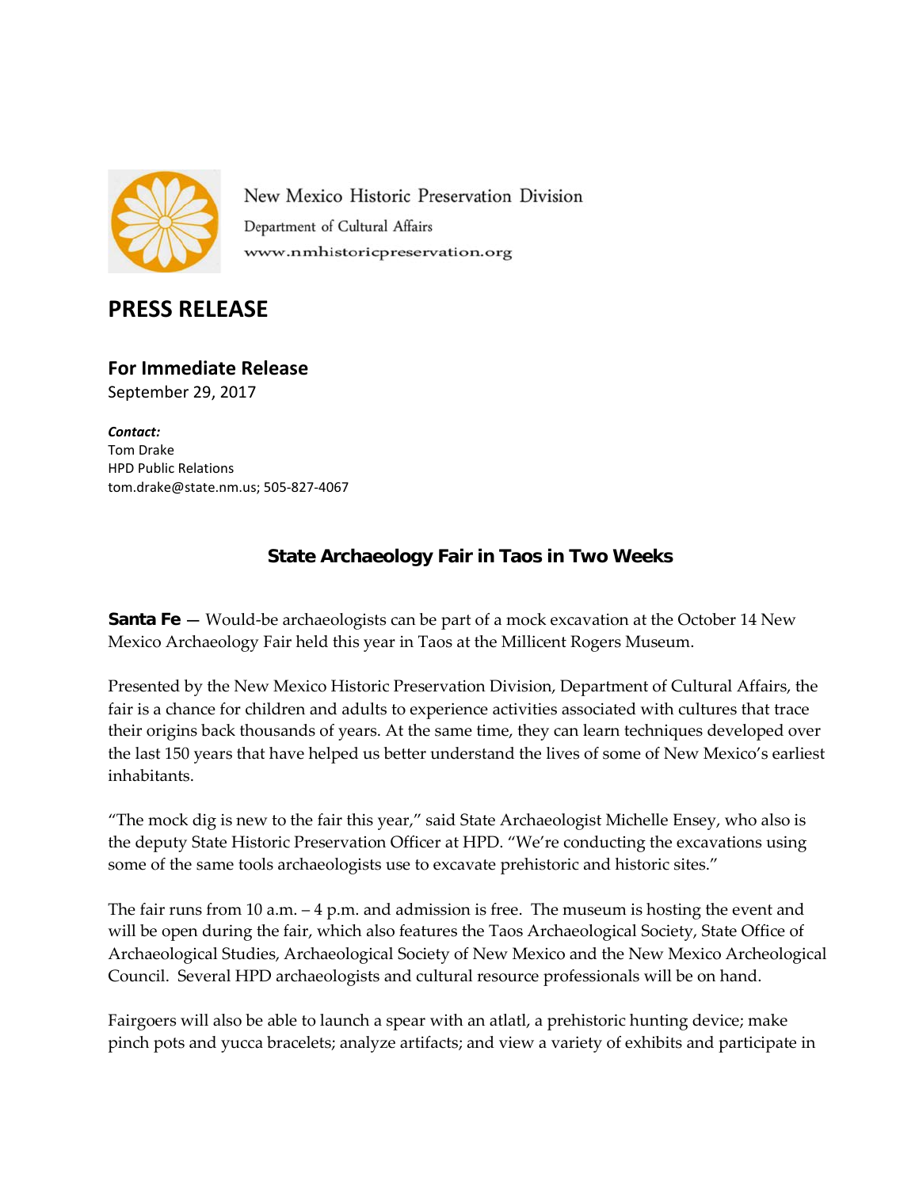New Mexico Historic Preservation Division

Department of Cultural Affairs

www.nmhistoricpreservation.org

# PRESS RELEASE

## For Immediate Release

September 29, 2017

***Contact:***
Tom Drake
HPD Public Relations
tom.drake@state.nm.us; 505-827-4067

### State Archaeology Fair in Taos in Two Weeks

**Santa Fe** — Would-be archaeologists can be part of a mock excavation at the October 14 New Mexico Archaeology Fair held this year in Taos at the Millicent Rogers Museum.

Presented by the New Mexico Historic Preservation Division, Department of Cultural Affairs, the fair is a chance for children and adults to experience activities associated with cultures that trace their origins back thousands of years. At the same time, they can learn techniques developed over the last 150 years that have helped us better understand the lives of some of New Mexico's earliest inhabitants.

"The mock dig is new to the fair this year," said State Archaeologist Michelle Ensey, who also is the deputy State Historic Preservation Officer at HPD. "We're conducting the excavations using some of the same tools archaeologists use to excavate prehistoric and historic sites."

The fair runs from 10 a.m. – 4 p.m. and admission is free. The museum is hosting the event and will be open during the fair, which also features the Taos Archaeological Society, State Office of Archaeological Studies, Archaeological Society of New Mexico and the New Mexico Archeological Council. Several HPD archaeologists and cultural resource professionals will be on hand.

Fairgoers will also be able to launch a spear with an atlatl, a prehistoric hunting device; make pinch pots and yucca bracelets; analyze artifacts; and view a variety of exhibits and participate in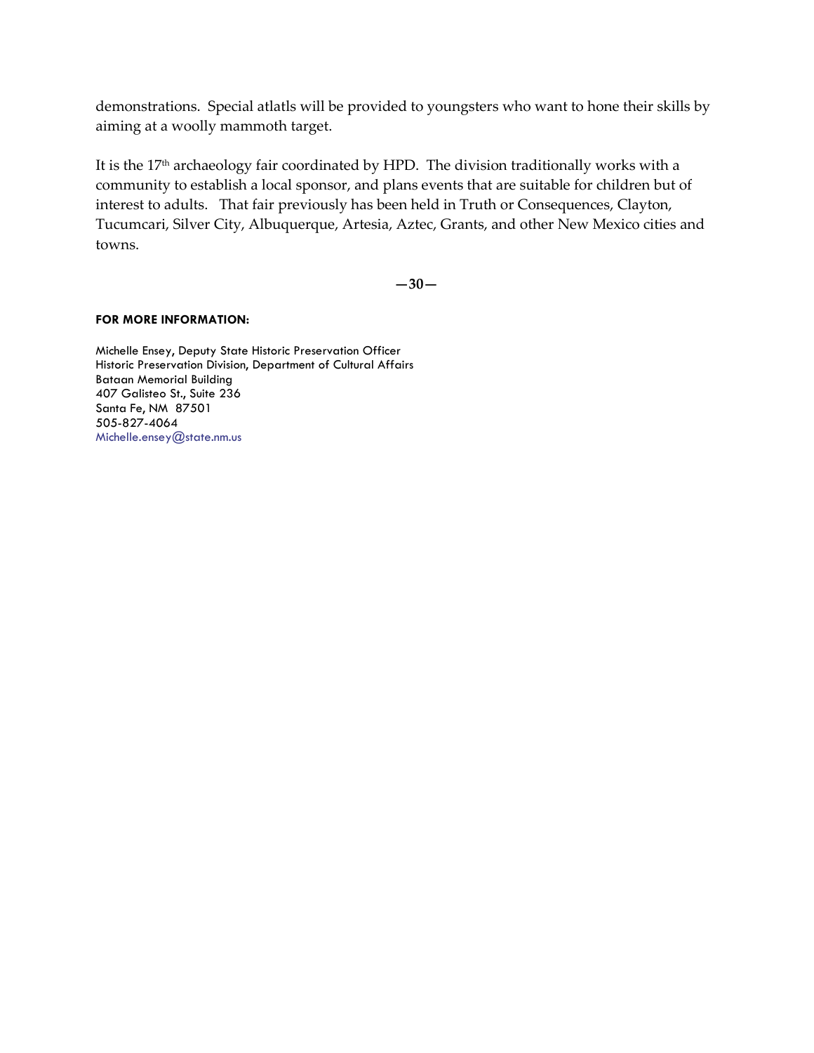demonstrations. Special atlatls will be provided to youngsters who want to hone their skills by aiming at a woolly mammoth target.

It is the 17th archaeology fair coordinated by HPD. The division traditionally works with a community to establish a local sponsor, and plans events that are suitable for children but of interest to adults. That fair previously has been held in Truth or Consequences, Clayton, Tucumcari, Silver City, Albuquerque, Artesia, Aztec, Grants, and other New Mexico cities and towns.

**—30—**

**FOR MORE INFORMATION:**

Michelle Ensey, Deputy State Historic Preservation Officer
Historic Preservation Division, Department of Cultural Affairs
Bataan Memorial Building
407 Galisteo St., Suite 236
Santa Fe, NM 87501
505-827-4064
Michelle.ensey@state.nm.us